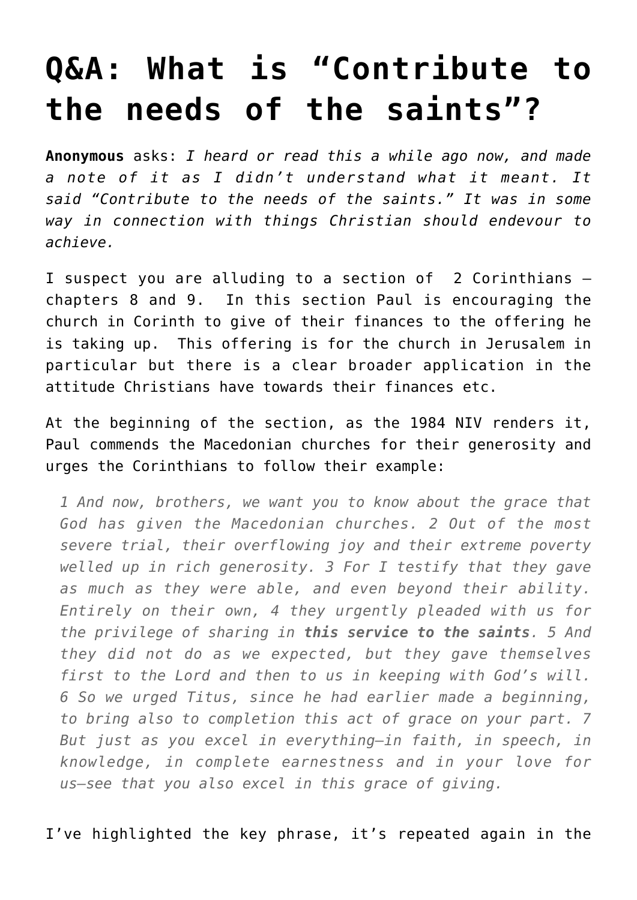# Q&A: What is "Contribute to the needs of the saints"?

**Anonymous** asks: *I heard or read this a while ago now, and made a note of it as I didn't understand what it meant. It said "Contribute to the needs of the saints." It was in some way in connection with things Christian should endevour to achieve.*

I suspect you are alluding to a section of 2 Corinthians – chapters 8 and 9. In this section Paul is encouraging the church in Corinth to give of their finances to the offering he is taking up. This offering is for the church in Jerusalem in particular but there is a clear broader application in the attitude Christians have towards their finances etc.

At the beginning of the section, as the 1984 NIV renders it, Paul commends the Macedonian churches for their generosity and urges the Corinthians to follow their example:

> *1 And now, brothers, we want you to know about the grace that God has given the Macedonian churches. 2 Out of the most severe trial, their overflowing joy and their extreme poverty welled up in rich generosity. 3 For I testify that they gave as much as they were able, and even beyond their ability. Entirely on their own, 4 they urgently pleaded with us for the privilege of sharing in **this service to the saints**. 5 And they did not do as we expected, but they gave themselves first to the Lord and then to us in keeping with God's will. 6 So we urged Titus, since he had earlier made a beginning, to bring also to completion this act of grace on your part. 7 But just as you excel in everything—in faith, in speech, in knowledge, in complete earnestness and in your love for us—see that you also excel in this grace of giving.*

I've highlighted the key phrase, it's repeated again in the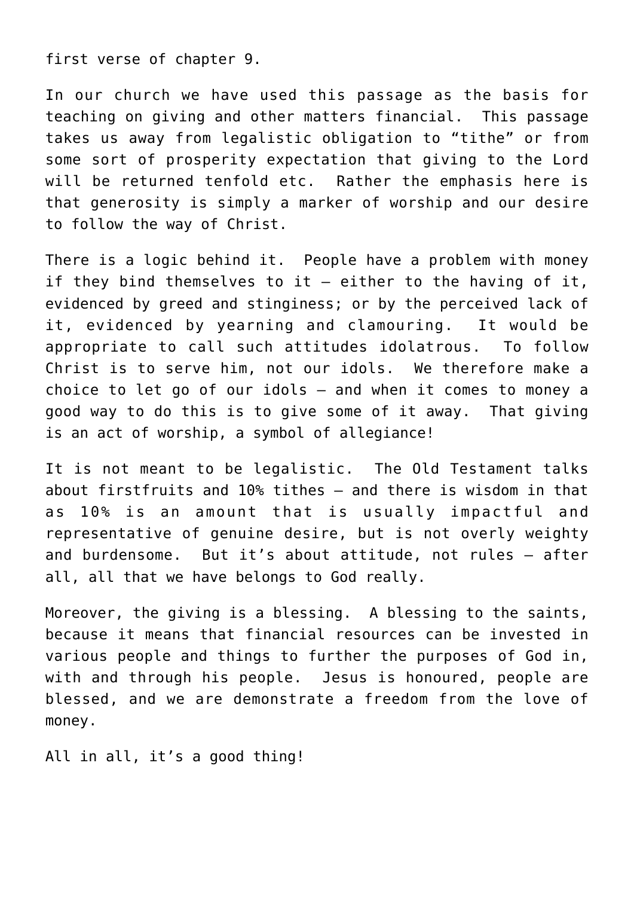first verse of chapter 9.

In our church we have used this passage as the basis for teaching on giving and other matters financial. This passage takes us away from legalistic obligation to "tithe" or from some sort of prosperity expectation that giving to the Lord will be returned tenfold etc. Rather the emphasis here is that generosity is simply a marker of worship and our desire to follow the way of Christ.

There is a logic behind it. People have a problem with money if they bind themselves to it – either to the having of it, evidenced by greed and stinginess; or by the perceived lack of it, evidenced by yearning and clamouring. It would be appropriate to call such attitudes idolatrous. To follow Christ is to serve him, not our idols. We therefore make a choice to let go of our idols – and when it comes to money a good way to do this is to give some of it away. That giving is an act of worship, a symbol of allegiance!

It is not meant to be legalistic. The Old Testament talks about firstfruits and 10% tithes – and there is wisdom in that as 10% is an amount that is usually impactful and representative of genuine desire, but is not overly weighty and burdensome. But it's about attitude, not rules – after all, all that we have belongs to God really.

Moreover, the giving is a blessing. A blessing to the saints, because it means that financial resources can be invested in various people and things to further the purposes of God in, with and through his people. Jesus is honoured, people are blessed, and we are demonstrate a freedom from the love of money.

All in all, it's a good thing!